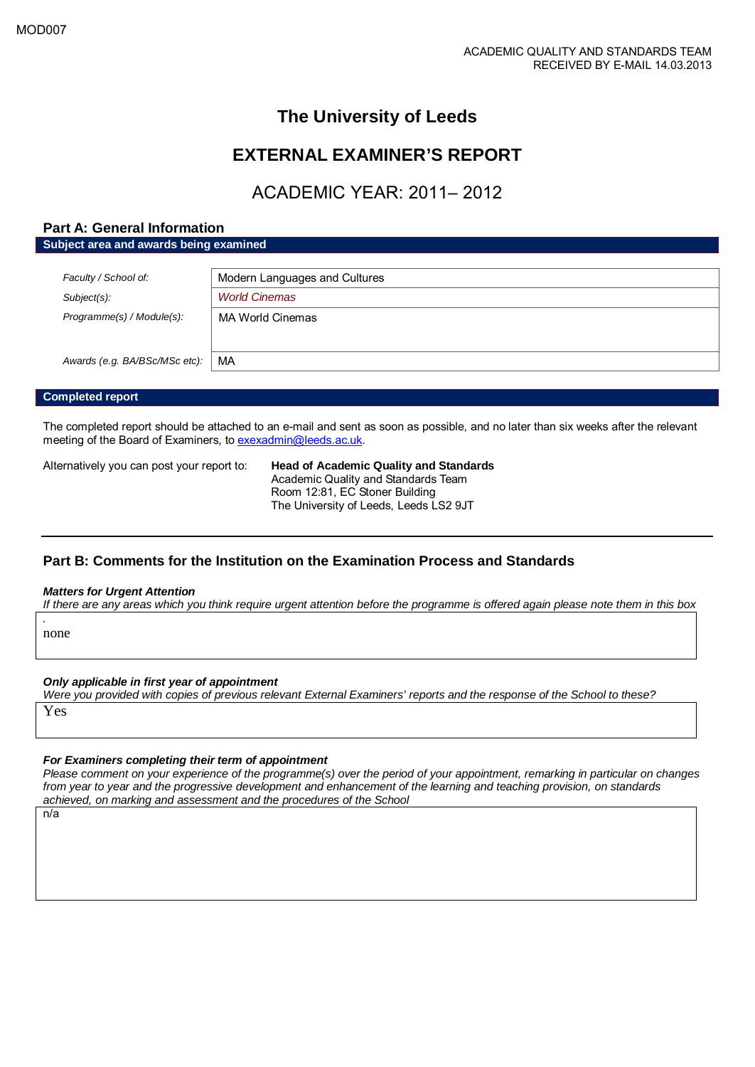MOD007

ACADEMIC QUALITY AND STANDARDS TEAM
RECEIVED BY E-MAIL 14.03.2013

# The University of Leeds

# EXTERNAL EXAMINER'S REPORT

## ACADEMIC YEAR: 2011– 2012

## Part A: General Information

**Subject area and awards being examined**

| | |
|---|---|
| *Faculty / School of:* | Modern Languages and Cultures |
| *Subject(s):* | *World Cinemas* |
| *Programme(s) / Module(s):* | MA World Cinemas |
| *Awards (e.g. BA/BSc/MSc etc):* | MA |

**Completed report**

The completed report should be attached to an e-mail and sent as soon as possible, and no later than six weeks after the relevant meeting of the Board of Examiners, to exexadmin@leeds.ac.uk.

Alternatively you can post your report to:

**Head of Academic Quality and Standards**
Academic Quality and Standards Team
Room 12:81, EC Stoner Building
The University of Leeds, Leeds LS2 9JT

---

## Part B: Comments for the Institution on the Examination Process and Standards

***Matters for Urgent Attention***

*If there are any areas which you think require urgent attention before the programme is offered again please note them in this box*

none

***Only applicable in first year of appointment***

*Were you provided with copies of previous relevant External Examiners' reports and the response of the School to these?*

Yes

***For Examiners completing their term of appointment***

*Please comment on your experience of the programme(s) over the period of your appointment, remarking in particular on changes from year to year and the progressive development and enhancement of the learning and teaching provision, on standards achieved, on marking and assessment and the procedures of the School*

n/a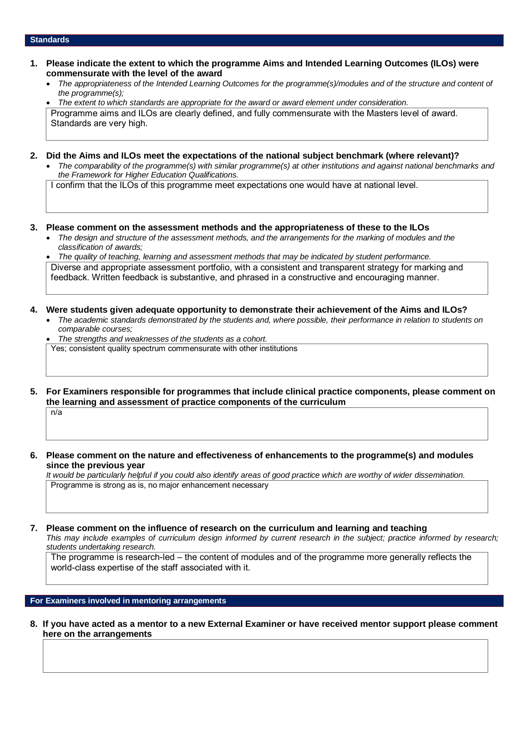## Standards

**1. Please indicate the extent to which the programme Aims and Intended Learning Outcomes (ILOs) were commensurate with the level of the award**

- *The appropriateness of the Intended Learning Outcomes for the programme(s)/modules and of the structure and content of the programme(s);*
- *The extent to which standards are appropriate for the award or award element under consideration.*

Programme aims and ILOs are clearly defined, and fully commensurate with the Masters level of award. Standards are very high.

**2. Did the Aims and ILOs meet the expectations of the national subject benchmark (where relevant)?**

- *The comparability of the programme(s) with similar programme(s) at other institutions and against national benchmarks and the Framework for Higher Education Qualifications.*

I confirm that the ILOs of this programme meet expectations one would have at national level.

**3. Please comment on the assessment methods and the appropriateness of these to the ILOs**

- *The design and structure of the assessment methods, and the arrangements for the marking of modules and the classification of awards;*
- *The quality of teaching, learning and assessment methods that may be indicated by student performance.*

Diverse and appropriate assessment portfolio, with a consistent and transparent strategy for marking and feedback. Written feedback is substantive, and phrased in a constructive and encouraging manner.

**4. Were students given adequate opportunity to demonstrate their achievement of the Aims and ILOs?**

- *The academic standards demonstrated by the students and, where possible, their performance in relation to students on comparable courses;*
- *The strengths and weaknesses of the students as a cohort.*

Yes; consistent quality spectrum commensurate with other institutions

**5. For Examiners responsible for programmes that include clinical practice components, please comment on the learning and assessment of practice components of the curriculum**

n/a

**6. Please comment on the nature and effectiveness of enhancements to the programme(s) and modules since the previous year**

*It would be particularly helpful if you could also identify areas of good practice which are worthy of wider dissemination.*

Programme is strong as is, no major enhancement necessary

**7. Please comment on the influence of research on the curriculum and learning and teaching**

*This may include examples of curriculum design informed by current research in the subject; practice informed by research; students undertaking research.*

The programme is research-led – the content of modules and of the programme more generally reflects the world-class expertise of the staff associated with it.

## For Examiners involved in mentoring arrangements

**8. If you have acted as a mentor to a new External Examiner or have received mentor support please comment here on the arrangements**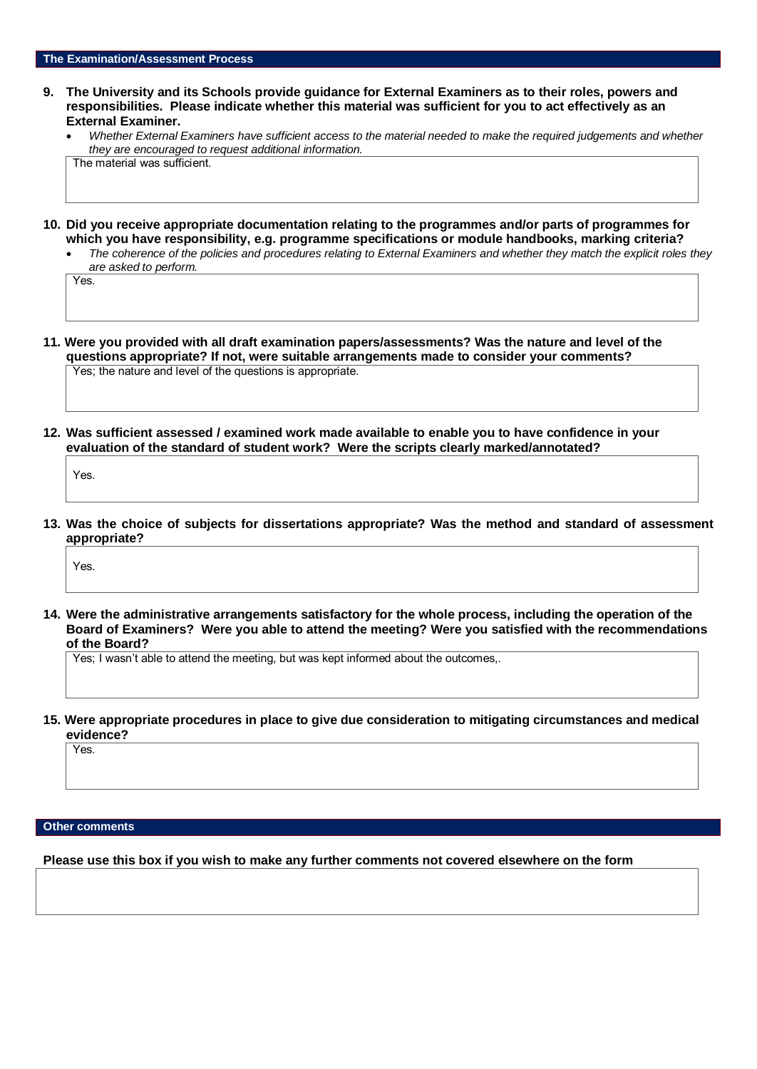## The Examination/Assessment Process

**9. The University and its Schools provide guidance for External Examiners as to their roles, powers and responsibilities. Please indicate whether this material was sufficient for you to act effectively as an External Examiner.**

- *Whether External Examiners have sufficient access to the material needed to make the required judgements and whether they are encouraged to request additional information.*

The material was sufficient.

**10. Did you receive appropriate documentation relating to the programmes and/or parts of programmes for which you have responsibility, e.g. programme specifications or module handbooks, marking criteria?**

- *The coherence of the policies and procedures relating to External Examiners and whether they match the explicit roles they are asked to perform.*

Yes.

**11. Were you provided with all draft examination papers/assessments? Was the nature and level of the questions appropriate? If not, were suitable arrangements made to consider your comments?**

Yes; the nature and level of the questions is appropriate.

**12. Was sufficient assessed / examined work made available to enable you to have confidence in your evaluation of the standard of student work? Were the scripts clearly marked/annotated?**

Yes.

**13. Was the choice of subjects for dissertations appropriate? Was the method and standard of assessment appropriate?**

Yes.

**14. Were the administrative arrangements satisfactory for the whole process, including the operation of the Board of Examiners? Were you able to attend the meeting? Were you satisfied with the recommendations of the Board?**

Yes; I wasn't able to attend the meeting, but was kept informed about the outcomes,.

**15. Were appropriate procedures in place to give due consideration to mitigating circumstances and medical evidence?**

Yes.

## Other comments

**Please use this box if you wish to make any further comments not covered elsewhere on the form**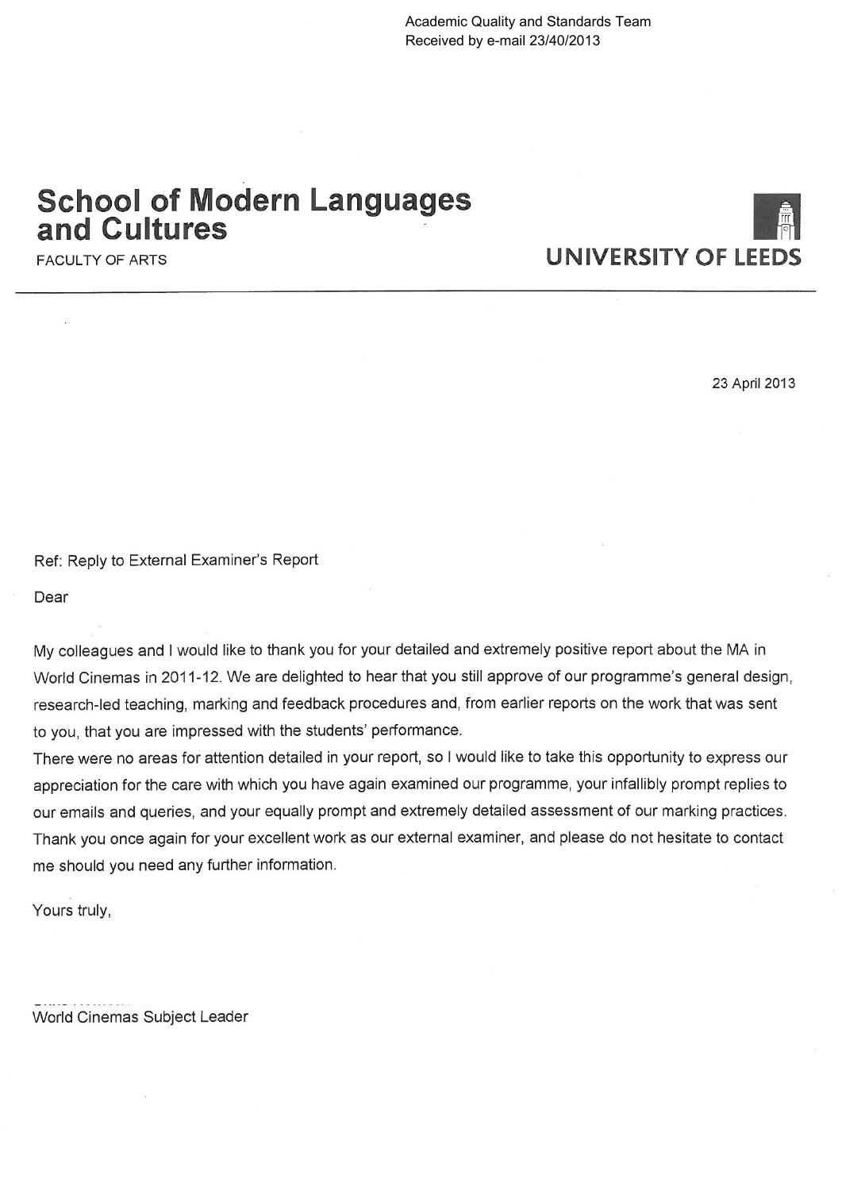Academic Quality and Standards Team
Received by e-mail 23/40/2013

# School of Modern Languages and Cultures

FACULTY OF ARTS

**UNIVERSITY OF LEEDS**

23 April 2013

Ref: Reply to External Examiner's Report

Dear

My colleagues and I would like to thank you for your detailed and extremely positive report about the MA in World Cinemas in 2011-12. We are delighted to hear that you still approve of our programme's general design, research-led teaching, marking and feedback procedures and, from earlier reports on the work that was sent to you, that you are impressed with the students' performance.

There were no areas for attention detailed in your report, so I would like to take this opportunity to express our appreciation for the care with which you have again examined our programme, your infallibly prompt replies to our emails and queries, and your equally prompt and extremely detailed assessment of our marking practices. Thank you once again for your excellent work as our external examiner, and please do not hesitate to contact me should you need any further information.

Yours truly,

World Cinemas Subject Leader